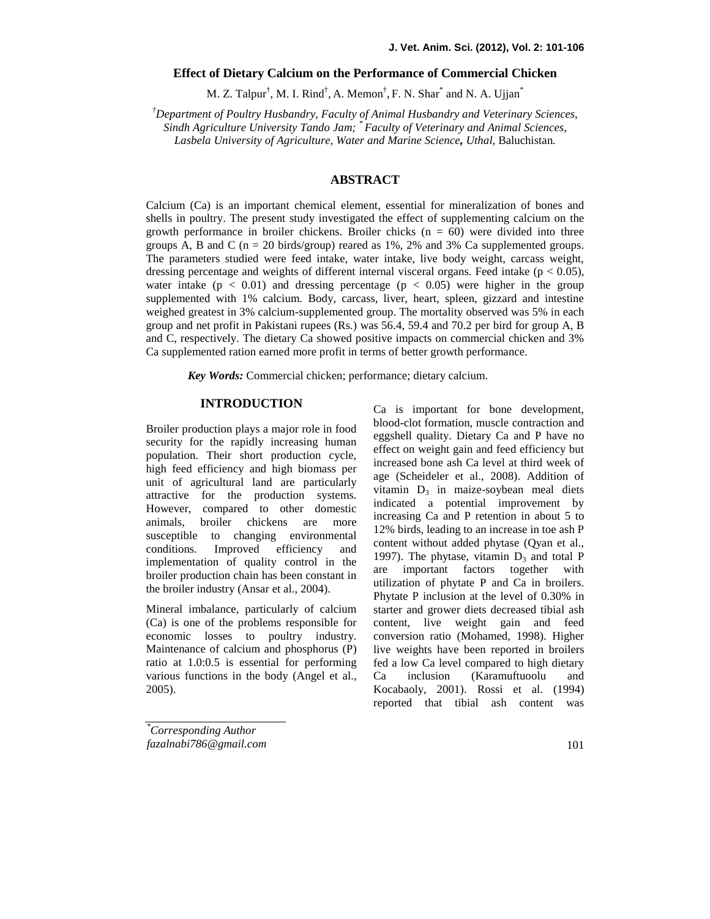# Effect of Dietary Calcium on the Performance of Commercial Chicken

M. Z. Talpur[†], M. I. Rind[†], A. Memon[†], F. N. Shar[*] and N. A. Ujjan[*]

[†]*Department of Poultry Husbandry, Faculty of Animal Husbandry and Veterinary Sciences, Sindh Agriculture University Tando Jam;* [*]*Faculty of Veterinary and Animal Sciences, Lasbela University of Agriculture, Water and Marine Science, Uthal,* Baluchistan*.*

## ABSTRACT

Calcium (Ca) is an important chemical element, essential for mineralization of bones and shells in poultry. The present study investigated the effect of supplementing calcium on the growth performance in broiler chickens. Broiler chicks (n = 60) were divided into three groups A, B and C (n = 20 birds/group) reared as 1%, 2% and 3% Ca supplemented groups. The parameters studied were feed intake, water intake, live body weight, carcass weight, dressing percentage and weights of different internal visceral organs. Feed intake ($p < 0.05$), water intake ($p < 0.01$) and dressing percentage ($p < 0.05$) were higher in the group supplemented with 1% calcium. Body, carcass, liver, heart, spleen, gizzard and intestine weighed greatest in 3% calcium-supplemented group. The mortality observed was 5% in each group and net profit in Pakistani rupees (Rs.) was 56.4, 59.4 and 70.2 per bird for group A, B and C, respectively. The dietary Ca showed positive impacts on commercial chicken and 3% Ca supplemented ration earned more profit in terms of better growth performance.

***Key Words:*** Commercial chicken; performance; dietary calcium.

## INTRODUCTION

Broiler production plays a major role in food security for the rapidly increasing human population. Their short production cycle, high feed efficiency and high biomass per unit of agricultural land are particularly attractive for the production systems. However, compared to other domestic animals, broiler chickens are more susceptible to changing environmental conditions. Improved efficiency and implementation of quality control in the broiler production chain has been constant in the broiler industry (Ansar et al., 2004).

Mineral imbalance, particularly of calcium (Ca) is one of the problems responsible for economic losses to poultry industry. Maintenance of calcium and phosphorus (P) ratio at 1.0:0.5 is essential for performing various functions in the body (Angel et al., 2005).

Ca is important for bone development, blood-clot formation, muscle contraction and eggshell quality. Dietary Ca and P have no effect on weight gain and feed efficiency but increased bone ash Ca level at third week of age (Scheideler et al., 2008). Addition of vitamin $D_3$ in maize-soybean meal diets indicated a potential improvement by increasing Ca and P retention in about 5 to 12% birds, leading to an increase in toe ash P content without added phytase (Qyan et al., 1997). The phytase, vitamin $D_3$ and total P are important factors together with utilization of phytate P and Ca in broilers. Phytate P inclusion at the level of 0.30% in starter and grower diets decreased tibial ash content, live weight gain and feed conversion ratio (Mohamed, 1998). Higher live weights have been reported in broilers fed a low Ca level compared to high dietary Ca inclusion (Karamuftuoolu and Kocabaoly, 2001). Rossi et al. (1994) reported that tibial ash content was

[*]*Corresponding Author*
*fazalnabi786@gmail.com*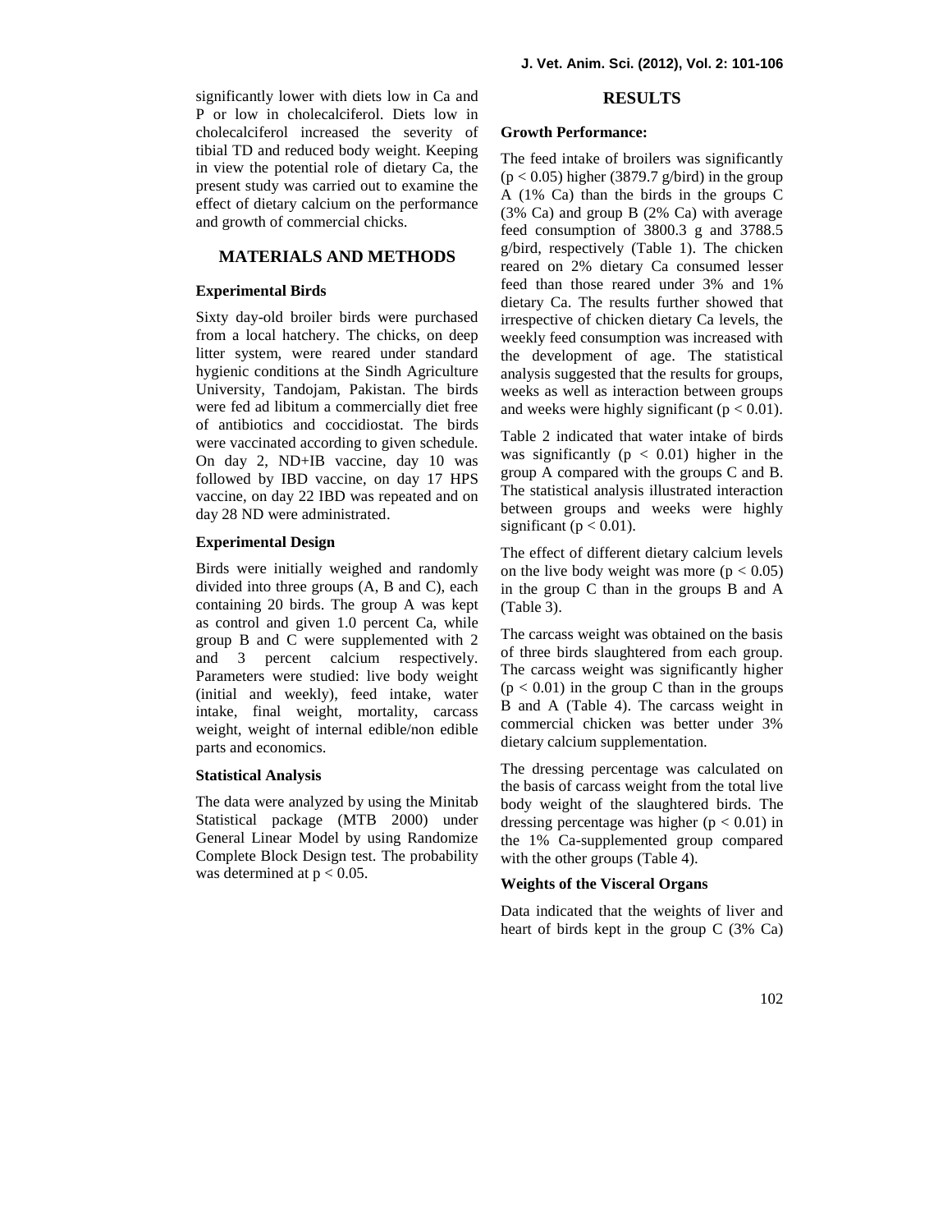significantly lower with diets low in Ca and P or low in cholecalciferol. Diets low in cholecalciferol increased the severity of tibial TD and reduced body weight. Keeping in view the potential role of dietary Ca, the present study was carried out to examine the effect of dietary calcium on the performance and growth of commercial chicks.

## MATERIALS AND METHODS

### Experimental Birds

Sixty day-old broiler birds were purchased from a local hatchery. The chicks, on deep litter system, were reared under standard hygienic conditions at the Sindh Agriculture University, Tandojam, Pakistan. The birds were fed ad libitum a commercially diet free of antibiotics and coccidiostat. The birds were vaccinated according to given schedule. On day 2, ND+IB vaccine, day 10 was followed by IBD vaccine, on day 17 HPS vaccine, on day 22 IBD was repeated and on day 28 ND were administrated.

### Experimental Design

Birds were initially weighed and randomly divided into three groups (A, B and C), each containing 20 birds. The group A was kept as control and given 1.0 percent Ca, while group B and C were supplemented with 2 and 3 percent calcium respectively. Parameters were studied: live body weight (initial and weekly), feed intake, water intake, final weight, mortality, carcass weight, weight of internal edible/non edible parts and economics.

### Statistical Analysis

The data were analyzed by using the Minitab Statistical package (MTB 2000) under General Linear Model by using Randomize Complete Block Design test. The probability was determined at $p < 0.05$.

## RESULTS

### Growth Performance:

The feed intake of broilers was significantly ($p < 0.05$) higher (3879.7 g/bird) in the group A (1% Ca) than the birds in the groups C (3% Ca) and group B (2% Ca) with average feed consumption of 3800.3 g and 3788.5 g/bird, respectively (Table 1). The chicken reared on 2% dietary Ca consumed lesser feed than those reared under 3% and 1% dietary Ca. The results further showed that irrespective of chicken dietary Ca levels, the weekly feed consumption was increased with the development of age. The statistical analysis suggested that the results for groups, weeks as well as interaction between groups and weeks were highly significant ($p < 0.01$).

Table 2 indicated that water intake of birds was significantly ($p < 0.01$) higher in the group A compared with the groups C and B. The statistical analysis illustrated interaction between groups and weeks were highly significant ($p < 0.01$).

The effect of different dietary calcium levels on the live body weight was more ($p < 0.05$) in the group C than in the groups B and A (Table 3).

The carcass weight was obtained on the basis of three birds slaughtered from each group. The carcass weight was significantly higher ($p < 0.01$) in the group C than in the groups B and A (Table 4). The carcass weight in commercial chicken was better under 3% dietary calcium supplementation.

The dressing percentage was calculated on the basis of carcass weight from the total live body weight of the slaughtered birds. The dressing percentage was higher ($p < 0.01$) in the 1% Ca-supplemented group compared with the other groups (Table 4).

### Weights of the Visceral Organs

Data indicated that the weights of liver and heart of birds kept in the group C (3% Ca)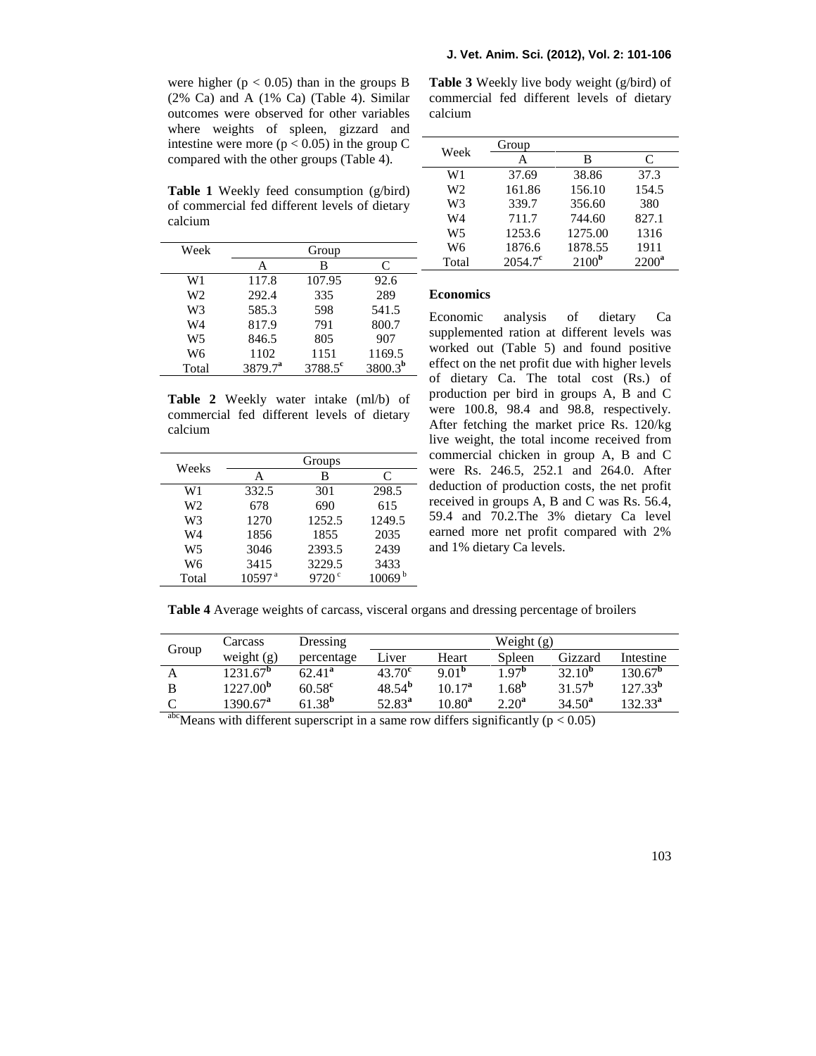were higher ($p < 0.05$) than in the groups B (2% Ca) and A (1% Ca) (Table 4). Similar outcomes were observed for other variables where weights of spleen, gizzard and intestine were more ($p < 0.05$) in the group C compared with the other groups (Table 4).

**Table 1** Weekly feed consumption (g/bird) of commercial fed different levels of dietary calcium

| Week | Group | | |
|---|---|---|---|
| | A | B | C |
| W1 | 117.8 | 107.95 | 92.6 |
| W2 | 292.4 | 335 | 289 |
| W3 | 585.3 | 598 | 541.5 |
| W4 | 817.9 | 791 | 800.7 |
| W5 | 846.5 | 805 | 907 |
| W6 | 1102 | 1151 | 1169.5 |
| Total | 3879.7[a] | 3788.5[c] | 3800.3[b] |

**Table 2** Weekly water intake (ml/b) of commercial fed different levels of dietary calcium

| Weeks | Groups | | |
|---|---|---|---|
| | A | B | C |
| W1 | 332.5 | 301 | 298.5 |
| W2 | 678 | 690 | 615 |
| W3 | 1270 | 1252.5 | 1249.5 |
| W4 | 1856 | 1855 | 2035 |
| W5 | 3046 | 2393.5 | 2439 |
| W6 | 3415 | 3229.5 | 3433 |
| Total | 10597[a] | 9720[c] | 10069[b] |

**Table 3** Weekly live body weight (g/bird) of commercial fed different levels of dietary calcium

| Week | Group | | |
|---|---|---|---|
| | A | B | C |
| W1 | 37.69 | 38.86 | 37.3 |
| W2 | 161.86 | 156.10 | 154.5 |
| W3 | 339.7 | 356.60 | 380 |
| W4 | 711.7 | 744.60 | 827.1 |
| W5 | 1253.6 | 1275.00 | 1316 |
| W6 | 1876.6 | 1878.55 | 1911 |
| Total | 2054.7[c] | 2100[b] | 2200[a] |

**Economics**

Economic analysis of dietary Ca supplemented ration at different levels was worked out (Table 5) and found positive effect on the net profit due with higher levels of dietary Ca. The total cost (Rs.) of production per bird in groups A, B and C were 100.8, 98.4 and 98.8, respectively. After fetching the market price Rs. 120/kg live weight, the total income received from commercial chicken in group A, B and C were Rs. 246.5, 252.1 and 264.0. After deduction of production costs, the net profit received in groups A, B and C was Rs. 56.4, 59.4 and 70.2.The 3% dietary Ca level earned more net profit compared with 2% and 1% dietary Ca levels.

**Table 4** Average weights of carcass, visceral organs and dressing percentage of broilers

| Group | Carcass weight (g) | Dressing percentage | Weight (g) | | | | |
|---|---|---|---|---|---|---|---|
| | | | Liver | Heart | Spleen | Gizzard | Intestine |
| A | 1231.67[b] | 62.41[a] | 43.70[c] | 9.01[b] | 1.97[b] | 32.10[b] | 130.67[b] |
| B | 1227.00[b] | 60.58[c] | 48.54[b] | 10.17[a] | 1.68[b] | 31.57[b] | 127.33[b] |
| C | 1390.67[a] | 61.38[b] | 52.83[a] | 10.80[a] | 2.20[a] | 34.50[a] | 132.33[a] |

[abc]Means with different superscript in a same row differs significantly ($p < 0.05$)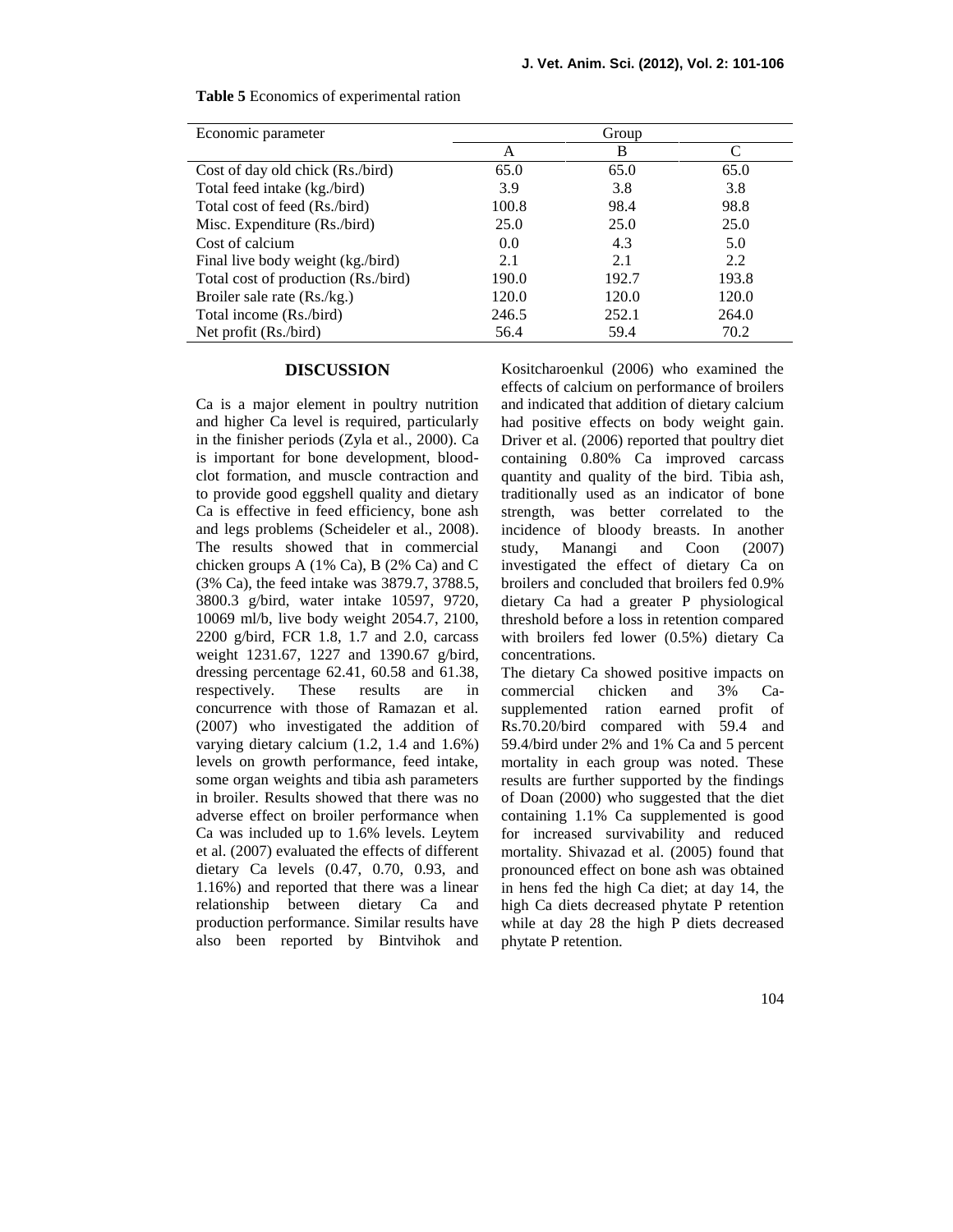**Table 5** Economics of experimental ration

| Economic parameter | Group | | |
|---|---|---|---|
| | A | B | C |
| Cost of day old chick (Rs./bird) | 65.0 | 65.0 | 65.0 |
| Total feed intake (kg./bird) | 3.9 | 3.8 | 3.8 |
| Total cost of feed (Rs./bird) | 100.8 | 98.4 | 98.8 |
| Misc. Expenditure (Rs./bird) | 25.0 | 25.0 | 25.0 |
| Cost of calcium | 0.0 | 4.3 | 5.0 |
| Final live body weight (kg./bird) | 2.1 | 2.1 | 2.2 |
| Total cost of production (Rs./bird) | 190.0 | 192.7 | 193.8 |
| Broiler sale rate (Rs./kg.) | 120.0 | 120.0 | 120.0 |
| Total income (Rs./bird) | 246.5 | 252.1 | 264.0 |
| Net profit (Rs./bird) | 56.4 | 59.4 | 70.2 |

## DISCUSSION

Ca is a major element in poultry nutrition and higher Ca level is required, particularly in the finisher periods (Zyla et al., 2000). Ca is important for bone development, blood-clot formation, and muscle contraction and to provide good eggshell quality and dietary Ca is effective in feed efficiency, bone ash and legs problems (Scheideler et al., 2008). The results showed that in commercial chicken groups A (1% Ca), B (2% Ca) and C (3% Ca), the feed intake was 3879.7, 3788.5, 3800.3 g/bird, water intake 10597, 9720, 10069 ml/b, live body weight 2054.7, 2100, 2200 g/bird, FCR 1.8, 1.7 and 2.0, carcass weight 1231.67, 1227 and 1390.67 g/bird, dressing percentage 62.41, 60.58 and 61.38, respectively. These results are in concurrence with those of Ramazan et al. (2007) who investigated the addition of varying dietary calcium (1.2, 1.4 and 1.6%) levels on growth performance, feed intake, some organ weights and tibia ash parameters in broiler. Results showed that there was no adverse effect on broiler performance when Ca was included up to 1.6% levels. Leytem et al. (2007) evaluated the effects of different dietary Ca levels (0.47, 0.70, 0.93, and 1.16%) and reported that there was a linear relationship between dietary Ca and production performance. Similar results have also been reported by Bintvihok and Kositcharoenkul (2006) who examined the effects of calcium on performance of broilers and indicated that addition of dietary calcium had positive effects on body weight gain. Driver et al. (2006) reported that poultry diet containing 0.80% Ca improved carcass quantity and quality of the bird. Tibia ash, traditionally used as an indicator of bone strength, was better correlated to the incidence of bloody breasts. In another study, Manangi and Coon (2007) investigated the effect of dietary Ca on broilers and concluded that broilers fed 0.9% dietary Ca had a greater P physiological threshold before a loss in retention compared with broilers fed lower (0.5%) dietary Ca concentrations.

The dietary Ca showed positive impacts on commercial chicken and 3% Ca-supplemented ration earned profit of Rs.70.20/bird compared with 59.4 and 59.4/bird under 2% and 1% Ca and 5 percent mortality in each group was noted. These results are further supported by the findings of Doan (2000) who suggested that the diet containing 1.1% Ca supplemented is good for increased survivability and reduced mortality. Shivazad et al. (2005) found that pronounced effect on bone ash was obtained in hens fed the high Ca diet; at day 14, the high Ca diets decreased phytate P retention while at day 28 the high P diets decreased phytate P retention.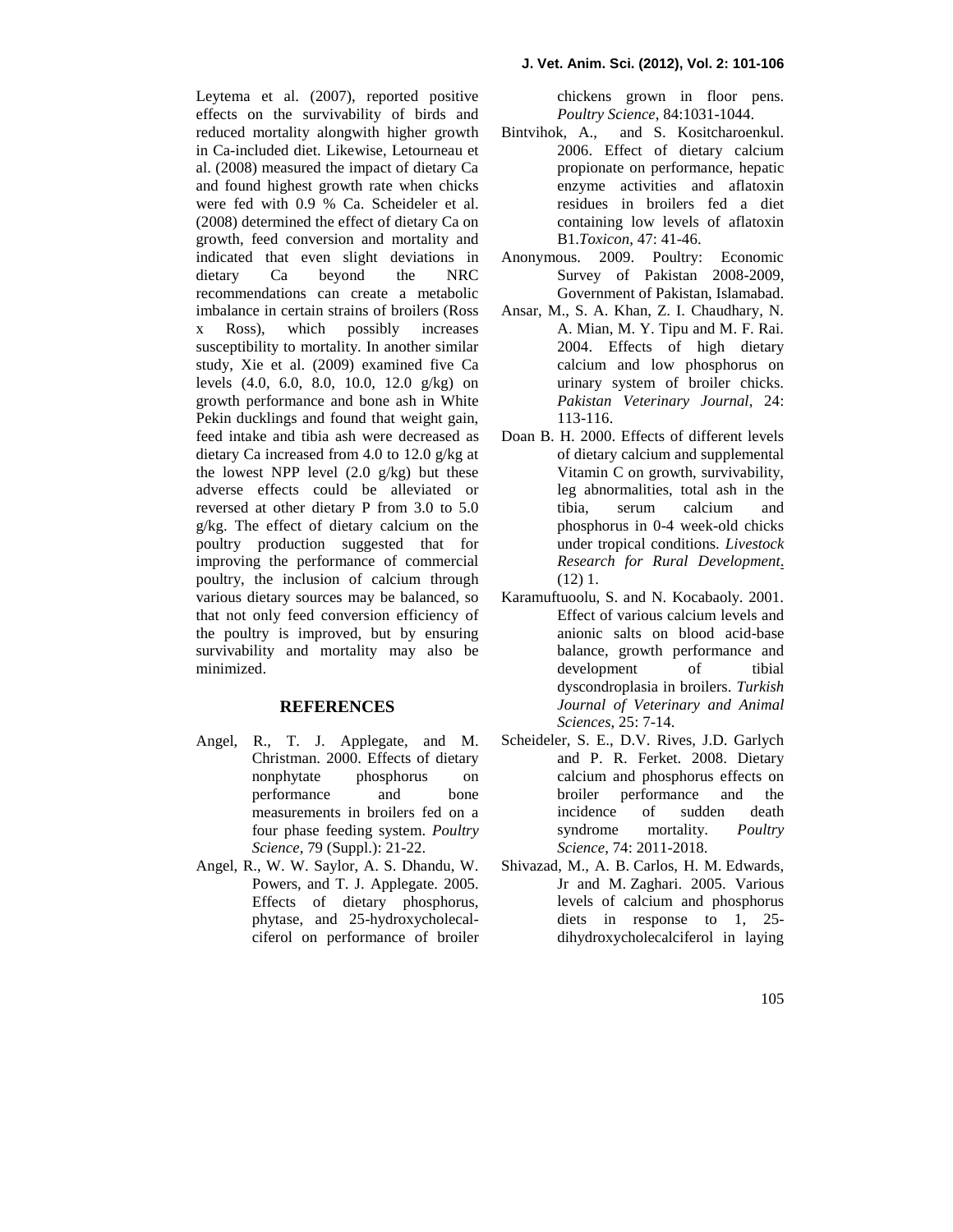Leytema et al. (2007), reported positive effects on the survivability of birds and reduced mortality alongwith higher growth in Ca-included diet. Likewise, Letourneau et al. (2008) measured the impact of dietary Ca and found highest growth rate when chicks were fed with 0.9 % Ca. Scheideler et al. (2008) determined the effect of dietary Ca on growth, feed conversion and mortality and indicated that even slight deviations in dietary Ca beyond the NRC recommendations can create a metabolic imbalance in certain strains of broilers (Ross x Ross), which possibly increases susceptibility to mortality. In another similar study, Xie et al. (2009) examined five Ca levels (4.0, 6.0, 8.0, 10.0, 12.0 g/kg) on growth performance and bone ash in White Pekin ducklings and found that weight gain, feed intake and tibia ash were decreased as dietary Ca increased from 4.0 to 12.0 g/kg at the lowest NPP level (2.0 g/kg) but these adverse effects could be alleviated or reversed at other dietary P from 3.0 to 5.0 g/kg. The effect of dietary calcium on the poultry production suggested that for improving the performance of commercial poultry, the inclusion of calcium through various dietary sources may be balanced, so that not only feed conversion efficiency of the poultry is improved, but by ensuring survivability and mortality may also be minimized.

## REFERENCES

Angel, R., T. J. Applegate, and M. Christman. 2000. Effects of dietary nonphytate phosphorus on performance and bone measurements in broilers fed on a four phase feeding system. *Poultry Science*, 79 (Suppl.): 21-22.

Angel, R., W. W. Saylor, A. S. Dhandu, W. Powers, and T. J. Applegate. 2005. Effects of dietary phosphorus, phytase, and 25-hydroxycholecal-ciferol on performance of broiler chickens grown in floor pens. *Poultry Science*, 84:1031-1044.

Bintvihok, A., and S. Kositcharoenkul. 2006. Effect of dietary calcium propionate on performance, hepatic enzyme activities and aflatoxin residues in broilers fed a diet containing low levels of aflatoxin B1.*Toxicon*, 47: 41-46.

Anonymous. 2009. Poultry: Economic Survey of Pakistan 2008-2009, Government of Pakistan, Islamabad.

Ansar, M., S. A. Khan, Z. I. Chaudhary, N. A. Mian, M. Y. Tipu and M. F. Rai. 2004. Effects of high dietary calcium and low phosphorus on urinary system of broiler chicks. *Pakistan Veterinary Journal*, 24: 113-116.

Doan B. H. 2000. Effects of different levels of dietary calcium and supplemental Vitamin C on growth, survivability, leg abnormalities, total ash in the tibia, serum calcium and phosphorus in 0-4 week-old chicks under tropical conditions. *Livestock Research for Rural Development*. (12) 1.

Karamuftuoolu, S. and N. Kocabaoly. 2001. Effect of various calcium levels and anionic salts on blood acid-base balance, growth performance and development of tibial dyscondroplasia in broilers. *Turkish Journal of Veterinary and Animal Sciences*, 25: 7-14.

Scheideler, S. E., D.V. Rives, J.D. Garlych and P. R. Ferket. 2008. Dietary calcium and phosphorus effects on broiler performance and the incidence of sudden death syndrome mortality. *Poultry Science*, 74: 2011-2018.

Shivazad, M., A. B. Carlos, H. M. Edwards, Jr and M. Zaghari. 2005. Various levels of calcium and phosphorus diets in response to 1, 25-dihydroxycholecalciferol in laying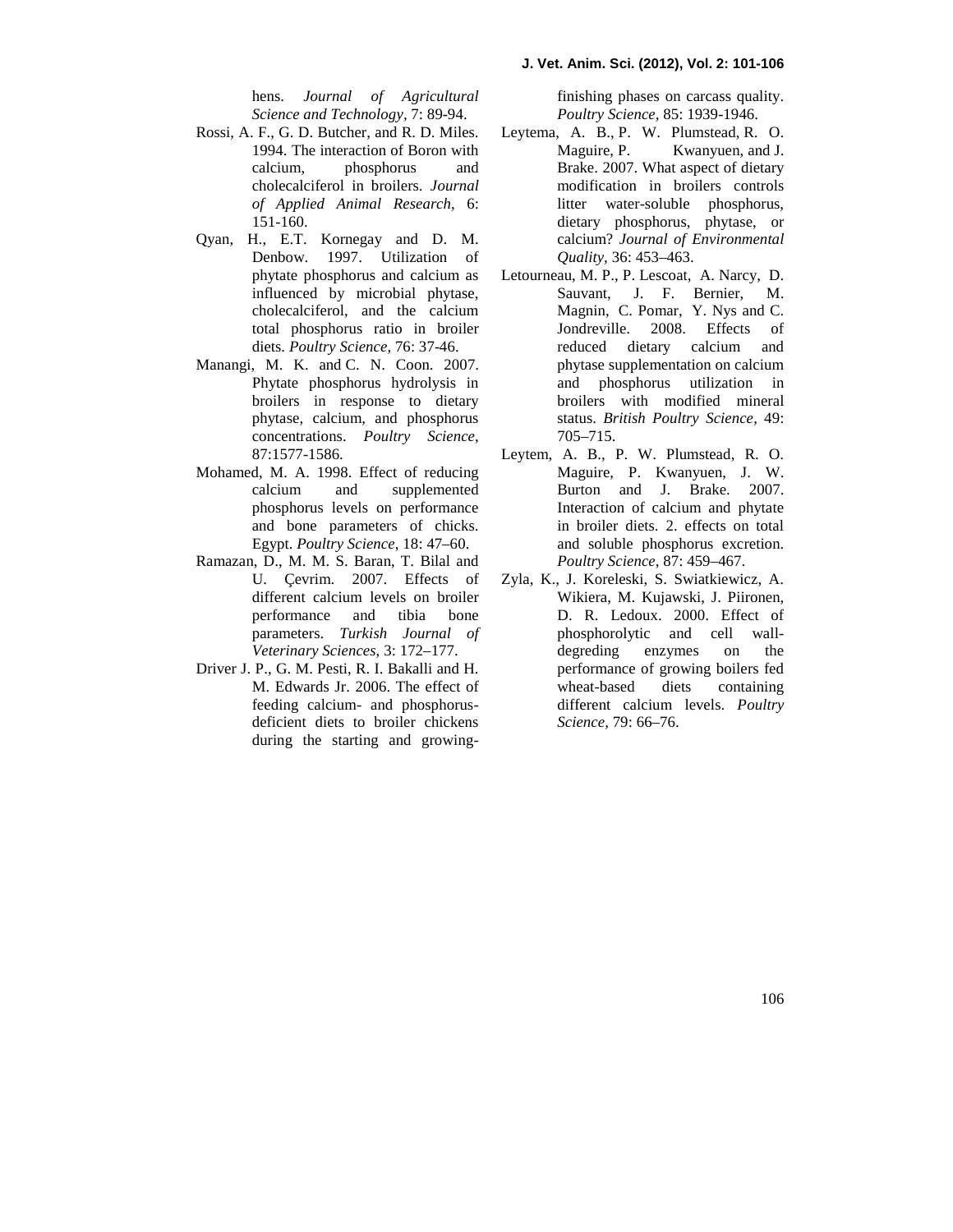hens. *Journal of Agricultural Science and Technology,* 7: 89-94.

Rossi, A. F., G. D. Butcher, and R. D. Miles. 1994. The interaction of Boron with calcium, phosphorus and cholecalciferol in broilers. *Journal of Applied Animal Research*, 6: 151-160.

Qyan, H., E.T. Kornegay and D. M. Denbow. 1997. Utilization of phytate phosphorus and calcium as influenced by microbial phytase, cholecalciferol, and the calcium total phosphorus ratio in broiler diets. *Poultry Science*, 76: 37-46.

Manangi, M. K. and C. N. Coon. 2007. Phytate phosphorus hydrolysis in broilers in response to dietary phytase, calcium, and phosphorus concentrations. *Poultry Science*, 87:1577-1586.

Mohamed, M. A. 1998. Effect of reducing calcium and supplemented phosphorus levels on performance and bone parameters of chicks. Egypt. *Poultry Science*, 18: 47–60.

Ramazan, D., M. M. S. Baran, T. Bilal and U. Çevrim. 2007. Effects of different calcium levels on broiler performance and tibia bone parameters. *Turkish Journal of Veterinary Sciences*, 3: 172–177.

Driver J. P., G. M. Pesti, R. I. Bakalli and H. M. Edwards Jr. 2006. The effect of feeding calcium- and phosphorus-deficient diets to broiler chickens during the starting and growing-finishing phases on carcass quality. *Poultry Science,* 85: 1939-1946.

Leytema, A. B., P. W. Plumstead, R. O. Maguire, P. Kwanyuen, and J. Brake. 2007. What aspect of dietary modification in broilers controls litter water-soluble phosphorus, dietary phosphorus, phytase, or calcium? *Journal of Environmental Quality,* 36: 453–463.

Letourneau, M. P., P. Lescoat, A. Narcy, D. Sauvant, J. F. Bernier, M. Magnin, C. Pomar, Y. Nys and C. Jondreville. 2008. Effects of reduced dietary calcium and phytase supplementation on calcium and phosphorus utilization in broilers with modified mineral status. *British Poultry Science*, 49: 705–715.

Leytem, A. B., P. W. Plumstead, R. O. Maguire, P. Kwanyuen, J. W. Burton and J. Brake. 2007. Interaction of calcium and phytate in broiler diets. 2. effects on total and soluble phosphorus excretion. *Poultry Science*, 87: 459–467.

Zyla, K., J. Koreleski, S. Swiatkiewicz, A. Wikiera, M. Kujawski, J. Piironen, D. R. Ledoux. 2000. Effect of phosphorolytic and cell wall-degreding enzymes on the performance of growing boilers fed wheat-based diets containing different calcium levels. *Poultry Science,* 79: 66–76.